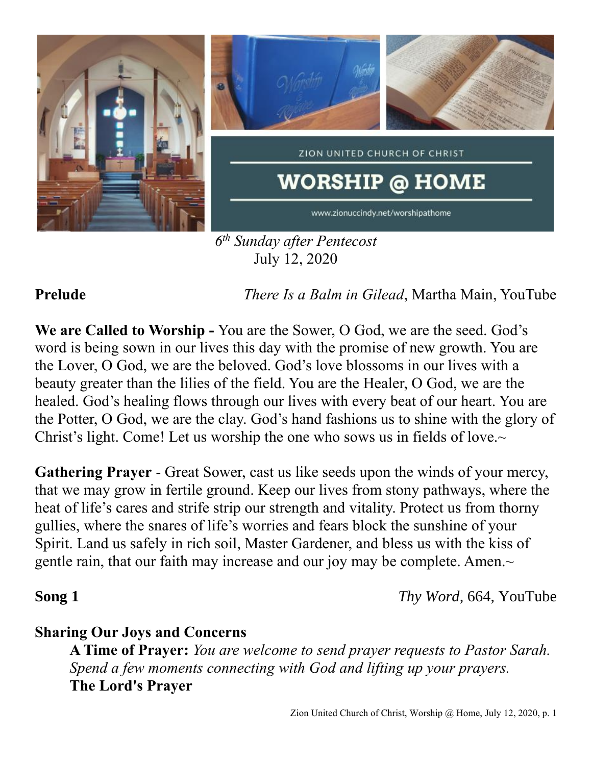ZION UNITED CHURCH OF CHRIST

# WORSHIP @ HOME

www.zionuccindy.net/worshipathome

*6th Sunday after Pentecost*
July 12, 2020

**Prelude** *There Is a Balm in Gilead*, Martha Main, YouTube

**We are Called to Worship -** You are the Sower, O God, we are the seed. God's word is being sown in our lives this day with the promise of new growth. You are the Lover, O God, we are the beloved. God's love blossoms in our lives with a beauty greater than the lilies of the field. You are the Healer, O God, we are the healed. God's healing flows through our lives with every beat of our heart. You are the Potter, O God, we are the clay. God's hand fashions us to shine with the glory of Christ's light. Come! Let us worship the one who sows us in fields of love.~

**Gathering Prayer** - Great Sower, cast us like seeds upon the winds of your mercy, that we may grow in fertile ground. Keep our lives from stony pathways, where the heat of life's cares and strife strip our strength and vitality. Protect us from thorny gullies, where the snares of life's worries and fears block the sunshine of your Spirit. Land us safely in rich soil, Master Gardener, and bless us with the kiss of gentle rain, that our faith may increase and our joy may be complete. Amen.~

**Song 1** *Thy Word,* 664, YouTube

**Sharing Our Joys and Concerns**

**A Time of Prayer:** *You are welcome to send prayer requests to Pastor Sarah. Spend a few moments connecting with God and lifting up your prayers.*

**The Lord's Prayer**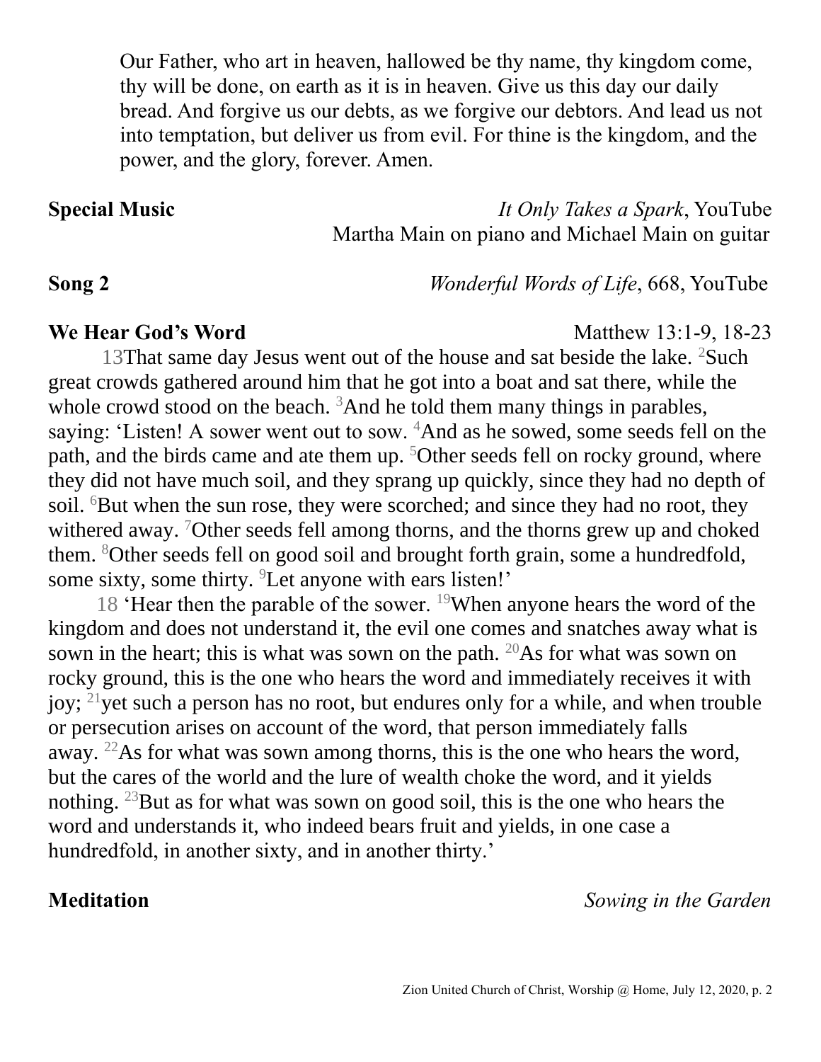Our Father, who art in heaven, hallowed be thy name, thy kingdom come, thy will be done, on earth as it is in heaven. Give us this day our daily bread. And forgive us our debts, as we forgive our debtors. And lead us not into temptation, but deliver us from evil. For thine is the kingdom, and the power, and the glory, forever. Amen.

**Special Music** *It Only Takes a Spark*, YouTube
Martha Main on piano and Michael Main on guitar

**Song 2** *Wonderful Words of Life*, 668, YouTube

**We Hear God's Word** Matthew 13:1-9, 18-23

13That same day Jesus went out of the house and sat beside the lake. [2]Such great crowds gathered around him that he got into a boat and sat there, while the whole crowd stood on the beach. [3]And he told them many things in parables, saying: 'Listen! A sower went out to sow. [4]And as he sowed, some seeds fell on the path, and the birds came and ate them up. [5]Other seeds fell on rocky ground, where they did not have much soil, and they sprang up quickly, since they had no depth of soil. [6]But when the sun rose, they were scorched; and since they had no root, they withered away. [7]Other seeds fell among thorns, and the thorns grew up and choked them. [8]Other seeds fell on good soil and brought forth grain, some a hundredfold, some sixty, some thirty. [9]Let anyone with ears listen!'

18 'Hear then the parable of the sower. [19]When anyone hears the word of the kingdom and does not understand it, the evil one comes and snatches away what is sown in the heart; this is what was sown on the path. [20]As for what was sown on rocky ground, this is the one who hears the word and immediately receives it with joy; [21]yet such a person has no root, but endures only for a while, and when trouble or persecution arises on account of the word, that person immediately falls away. [22]As for what was sown among thorns, this is the one who hears the word, but the cares of the world and the lure of wealth choke the word, and it yields nothing. [23]But as for what was sown on good soil, this is the one who hears the word and understands it, who indeed bears fruit and yields, in one case a hundredfold, in another sixty, and in another thirty.'

**Meditation** *Sowing in the Garden*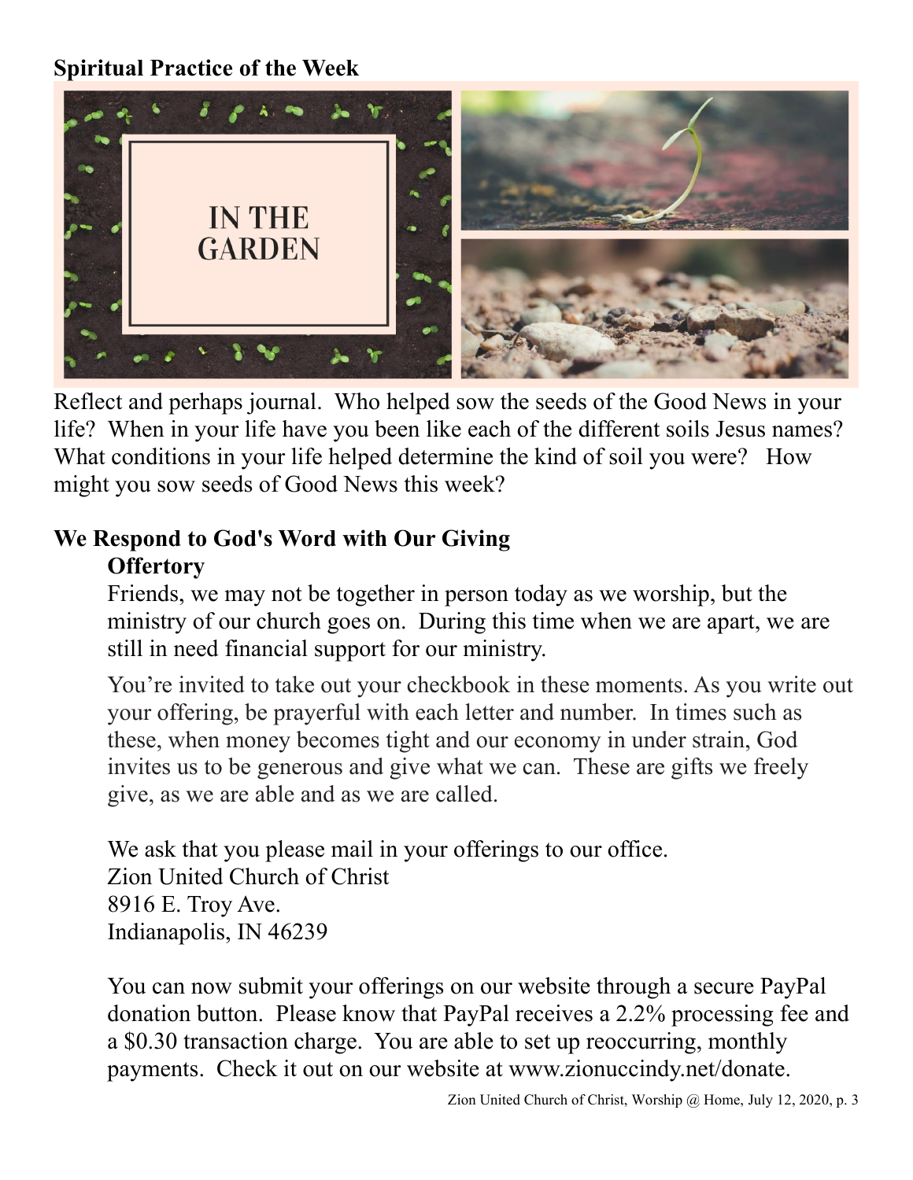**Spiritual Practice of the Week**

IN THE GARDEN

Reflect and perhaps journal. Who helped sow the seeds of the Good News in your life? When in your life have you been like each of the different soils Jesus names? What conditions in your life helped determine the kind of soil you were? How might you sow seeds of Good News this week?

**We Respond to God's Word with Our Giving**

**Offertory**

Friends, we may not be together in person today as we worship, but the ministry of our church goes on. During this time when we are apart, we are still in need financial support for our ministry.

You're invited to take out your checkbook in these moments. As you write out your offering, be prayerful with each letter and number. In times such as these, when money becomes tight and our economy in under strain, God invites us to be generous and give what we can. These are gifts we freely give, as we are able and as we are called.

We ask that you please mail in your offerings to our office.
Zion United Church of Christ
8916 E. Troy Ave.
Indianapolis, IN 46239

You can now submit your offerings on our website through a secure PayPal donation button. Please know that PayPal receives a 2.2% processing fee and a $0.30 transaction charge. You are able to set up reoccurring, monthly payments. Check it out on our website at www.zionuccindy.net/donate.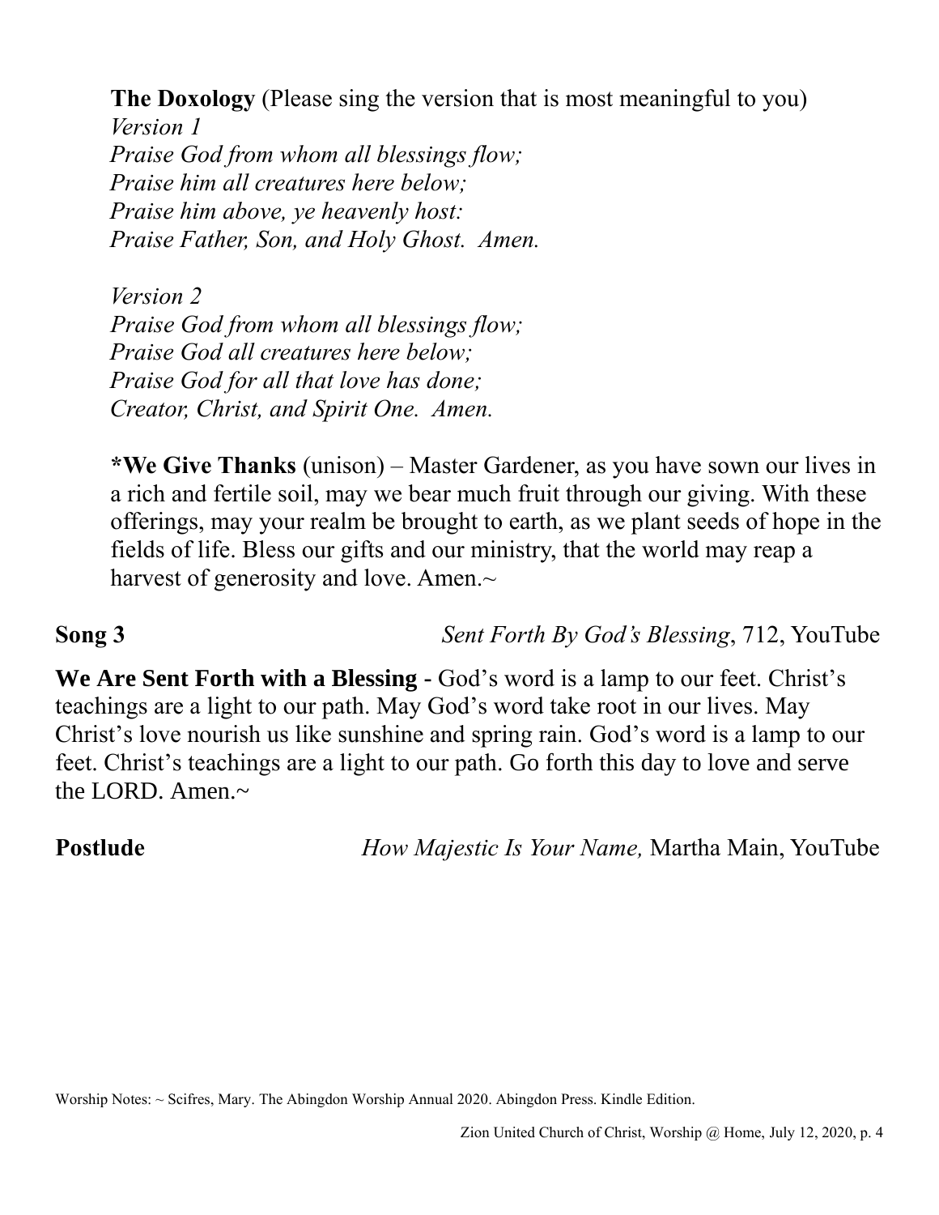**The Doxology** (Please sing the version that is most meaningful to you)
*Version 1*
*Praise God from whom all blessings flow;*
*Praise him all creatures here below;*
*Praise him above, ye heavenly host:*
*Praise Father, Son, and Holy Ghost. Amen.*

*Version 2*
*Praise God from whom all blessings flow;*
*Praise God all creatures here below;*
*Praise God for all that love has done;*
*Creator, Christ, and Spirit One. Amen.*

**\*We Give Thanks** (unison) – Master Gardener, as you have sown our lives in a rich and fertile soil, may we bear much fruit through our giving. With these offerings, may your realm be brought to earth, as we plant seeds of hope in the fields of life. Bless our gifts and our ministry, that the world may reap a harvest of generosity and love. Amen.~

**Song 3** *Sent Forth By God's Blessing*, 712, YouTube

**We Are Sent Forth with a Blessing -** God's word is a lamp to our feet. Christ's teachings are a light to our path. May God's word take root in our lives. May Christ's love nourish us like sunshine and spring rain. God's word is a lamp to our feet. Christ's teachings are a light to our path. Go forth this day to love and serve the LORD. Amen.~

**Postlude** *How Majestic Is Your Name,* Martha Main, YouTube

Worship Notes: ~ Scifres, Mary. The Abingdon Worship Annual 2020. Abingdon Press. Kindle Edition.